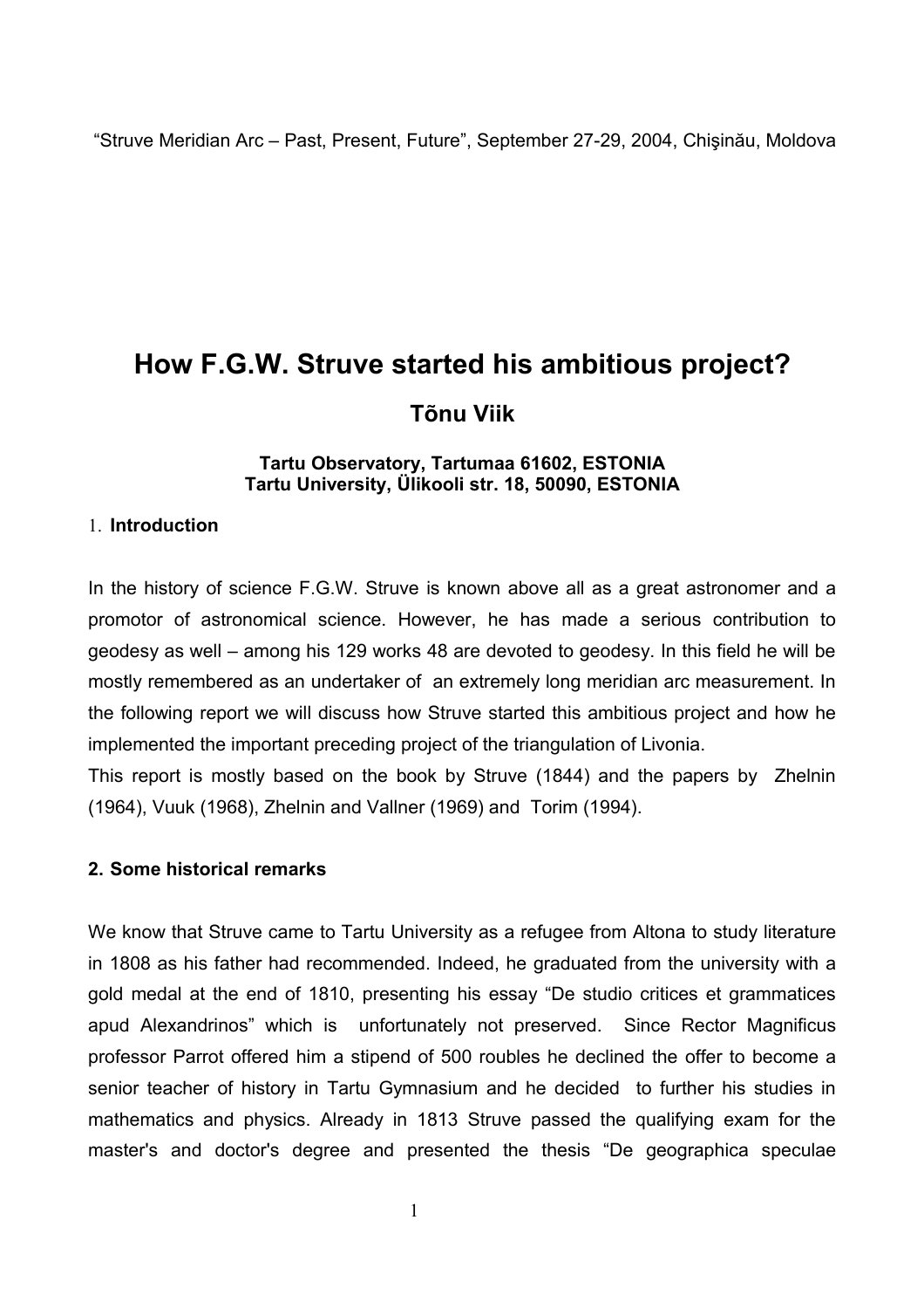"Struve Meridian Arc – Past, Present, Future", September 27-29, 2004, Chişinău, Moldova

# How F.G.W. Struve started his ambitious project?

**Tõnu Viik**

**Tartu Observatory, Tartumaa 61602, ESTONIA**
**Tartu University, Ülikooli str. 18, 50090, ESTONIA**

## 1. Introduction

In the history of science F.G.W. Struve is known above all as a great astronomer and a promotor of astronomical science. However, he has made a serious contribution to geodesy as well – among his 129 works 48 are devoted to geodesy. In this field he will be mostly remembered as an undertaker of an extremely long meridian arc measurement. In the following report we will discuss how Struve started this ambitious project and how he implemented the important preceding project of the triangulation of Livonia.

This report is mostly based on the book by Struve (1844) and the papers by Zhelnin (1964), Vuuk (1968), Zhelnin and Vallner (1969) and Torim (1994).

## 2. Some historical remarks

We know that Struve came to Tartu University as a refugee from Altona to study literature in 1808 as his father had recommended. Indeed, he graduated from the university with a gold medal at the end of 1810, presenting his essay "De studio critices et grammatices apud Alexandrinos" which is unfortunately not preserved. Since Rector Magnificus professor Parrot offered him a stipend of 500 roubles he declined the offer to become a senior teacher of history in Tartu Gymnasium and he decided to further his studies in mathematics and physics. Already in 1813 Struve passed the qualifying exam for the master's and doctor's degree and presented the thesis "De geographica speculae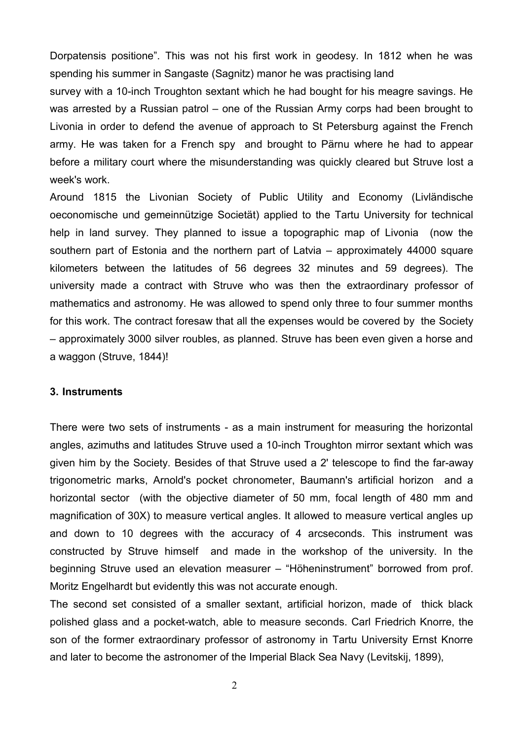Dorpatensis positione". This was not his first work in geodesy. In 1812 when he was spending his summer in Sangaste (Sagnitz) manor he was practising land survey with a 10-inch Troughton sextant which he had bought for his meagre savings. He was arrested by a Russian patrol – one of the Russian Army corps had been brought to Livonia in order to defend the avenue of approach to St Petersburg against the French army. He was taken for a French spy and brought to Pärnu where he had to appear before a military court where the misunderstanding was quickly cleared but Struve lost a week's work.

Around 1815 the Livonian Society of Public Utility and Economy (Livländische oeconomische und gemeinnützige Societät) applied to the Tartu University for technical help in land survey. They planned to issue a topographic map of Livonia (now the southern part of Estonia and the northern part of Latvia – approximately 44000 square kilometers between the latitudes of 56 degrees 32 minutes and 59 degrees). The university made a contract with Struve who was then the extraordinary professor of mathematics and astronomy. He was allowed to spend only three to four summer months for this work. The contract foresaw that all the expenses would be covered by the Society – approximately 3000 silver roubles, as planned. Struve has been even given a horse and a waggon (Struve, 1844)!

### 3. Instruments

There were two sets of instruments - as a main instrument for measuring the horizontal angles, azimuths and latitudes Struve used a 10-inch Troughton mirror sextant which was given him by the Society. Besides of that Struve used a 2' telescope to find the far-away trigonometric marks, Arnold's pocket chronometer, Baumann's artificial horizon and a horizontal sector (with the objective diameter of 50 mm, focal length of 480 mm and magnification of 30X) to measure vertical angles. It allowed to measure vertical angles up and down to 10 degrees with the accuracy of 4 arcseconds. This instrument was constructed by Struve himself and made in the workshop of the university. In the beginning Struve used an elevation measurer – "Höheninstrument" borrowed from prof. Moritz Engelhardt but evidently this was not accurate enough.

The second set consisted of a smaller sextant, artificial horizon, made of thick black polished glass and a pocket-watch, able to measure seconds. Carl Friedrich Knorre, the son of the former extraordinary professor of astronomy in Tartu University Ernst Knorre and later to become the astronomer of the Imperial Black Sea Navy (Levitskij, 1899),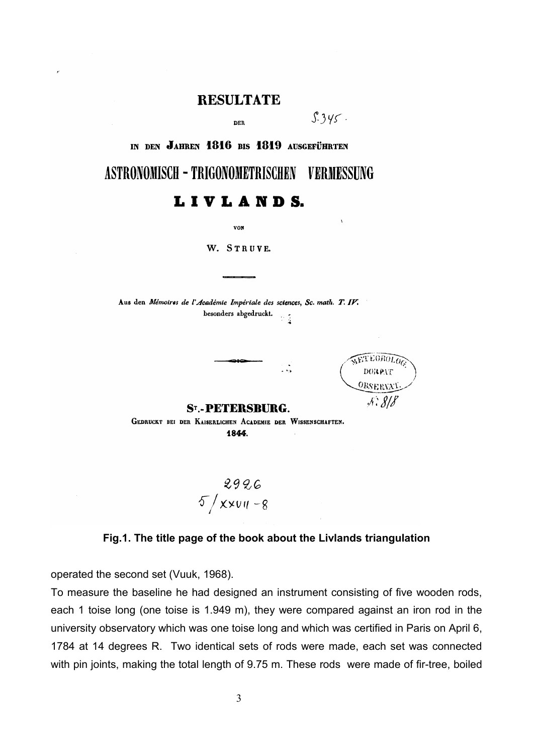**RESULTATE**

DER

S. 345.

IN DEN JAHREN 1816 BIS 1819 AUSGEFÜHRTEN

# ASTRONOMISCH - TRIGONOMETRISCHEN VERMESSUNG

# LIVLANDS.

VON

W. STRUVE.

Aus den *Mémoires de l'Académie Impériale des sciences, Sc. math. T. IV.* besonders abgedruckt.

METEOROLOG. DORPAT OBSERVAT. № 818

**ST.-PETERSBURG.**

GEDRUCKT BEI DER KAISERLICHEN ACADEMIE DER WISSENSCHAFTEN.

**1844.**

2926
5/XXVII-8

**Fig.1. The title page of the book about the Livlands triangulation**

operated the second set (Vuuk, 1968).

To measure the baseline he had designed an instrument consisting of five wooden rods, each 1 toise long (one toise is 1.949 m), they were compared against an iron rod in the university observatory which was one toise long and which was certified in Paris on April 6, 1784 at 14 degrees R. Two identical sets of rods were made, each set was connected with pin joints, making the total length of 9.75 m. These rods were made of fir-tree, boiled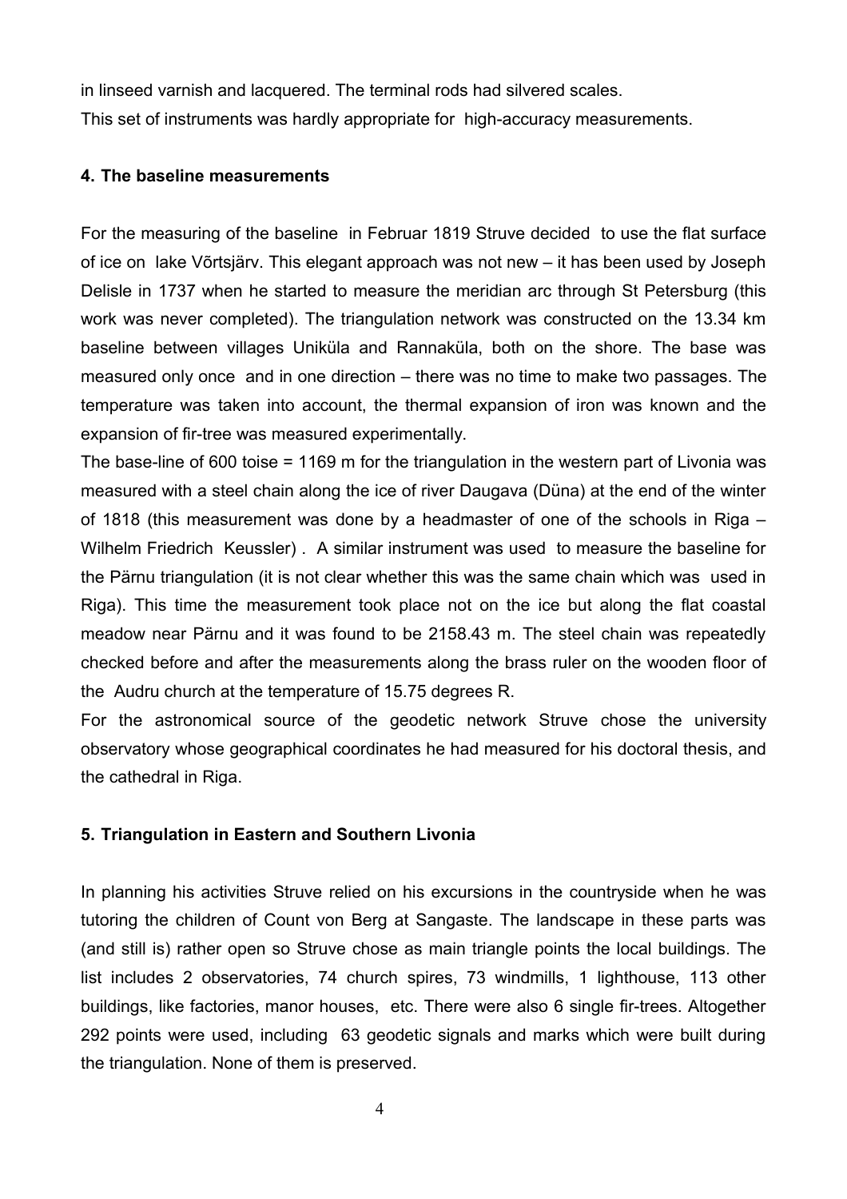in linseed varnish and lacquered. The terminal rods had silvered scales.
This set of instruments was hardly appropriate for high-accuracy measurements.

#### 4. The baseline measurements

For the measuring of the baseline in Februar 1819 Struve decided to use the flat surface of ice on lake Võrtsjärv. This elegant approach was not new – it has been used by Joseph Delisle in 1737 when he started to measure the meridian arc through St Petersburg (this work was never completed). The triangulation network was constructed on the 13.34 km baseline between villages Uniküla and Rannaküla, both on the shore. The base was measured only once and in one direction – there was no time to make two passages. The temperature was taken into account, the thermal expansion of iron was known and the expansion of fir-tree was measured experimentally.

The base-line of 600 toise = 1169 m for the triangulation in the western part of Livonia was measured with a steel chain along the ice of river Daugava (Düna) at the end of the winter of 1818 (this measurement was done by a headmaster of one of the schools in Riga – Wilhelm Friedrich Keussler) . A similar instrument was used to measure the baseline for the Pärnu triangulation (it is not clear whether this was the same chain which was used in Riga). This time the measurement took place not on the ice but along the flat coastal meadow near Pärnu and it was found to be 2158.43 m. The steel chain was repeatedly checked before and after the measurements along the brass ruler on the wooden floor of the Audru church at the temperature of 15.75 degrees R.

For the astronomical source of the geodetic network Struve chose the university observatory whose geographical coordinates he had measured for his doctoral thesis, and the cathedral in Riga.

#### 5. Triangulation in Eastern and Southern Livonia

In planning his activities Struve relied on his excursions in the countryside when he was tutoring the children of Count von Berg at Sangaste. The landscape in these parts was (and still is) rather open so Struve chose as main triangle points the local buildings. The list includes 2 observatories, 74 church spires, 73 windmills, 1 lighthouse, 113 other buildings, like factories, manor houses, etc. There were also 6 single fir-trees. Altogether 292 points were used, including 63 geodetic signals and marks which were built during the triangulation. None of them is preserved.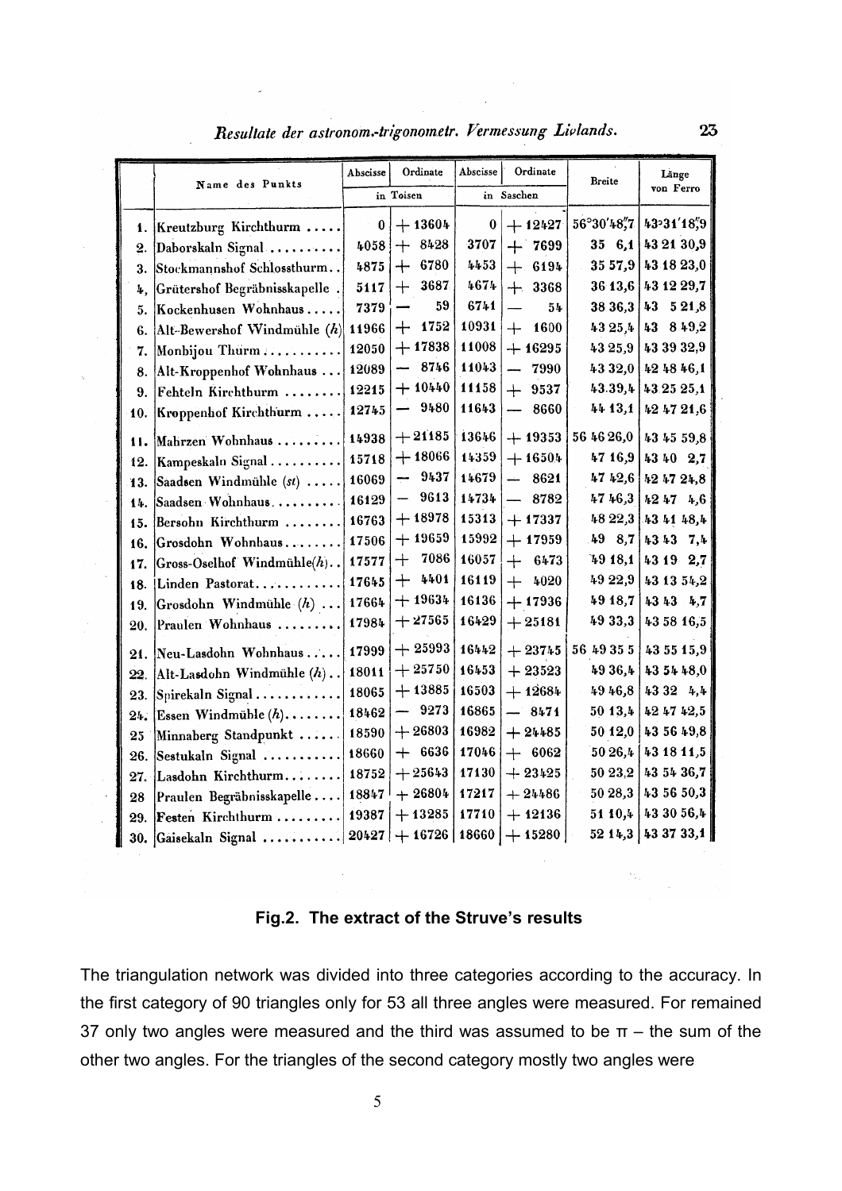*Resultate der astronom.-trigonometr. Vermessung Livlands.* 23

| | Name des Punkts | Abscisse | Ordinate | Abscisse | Ordinate | Breite | Länge von Ferro |
|---|---|---|---|---|---|---|---|
| | | in Toisen | | in Saschen | | | |
| 1. | Kreutzburg Kirchthurm ..... | 0 | + 13604 | 0 | + 12427 | 56°30′48,″7 | 43°31′18,″9 |
| 2. | Daborskaln Signal .......... | 4058 | + 8428 | 3707 | + 7699 | 35 6,1 | 43 21 30,9 |
| 3. | Stockmannshof Schlossthurm.. | 4875 | + 6780 | 4453 | + 6194 | 35 57,9 | 43 18 23,0 |
| 4. | Grütershof Begräbnisskapelle . | 5117 | + 3687 | 4674 | + 3368 | 36 13,6 | 43 12 29,7 |
| 5. | Kockenhusen Wohnhaus..... | 7379 | — 59 | 6741 | — 54 | 38 36,3 | 43 5 21,8 |
| 6. | Alt-Bewershof Windmühle (*h*) | 11966 | + 1752 | 10931 | + 1600 | 43 25,4 | 43 8 49,2 |
| 7. | Monbijou Thurm........... | 12050 | + 17838 | 11008 | + 16295 | 43 25,9 | 43 39 32,9 |
| 8. | Alt-Kroppenhof Wohnhaus ... | 12089 | — 8746 | 11043 | — 7990 | 43 32,0 | 42 48 46,1 |
| 9. | Fehteln Kirchthurm ........ | 12215 | + 10440 | 11158 | + 9537 | 43 39,4 | 43 25 25,1 |
| 10. | Kroppenhof Kirchthurm ..... | 12745 | — 9480 | 11643 | — 8660 | 44 13,1 | 42 47 21,6 |
| 11. | Mahrzen Wohnhaus......... | 14938 | + 21185 | 13646 | + 19353 | 56 46 26,0 | 43 45 59,8 |
| 12. | Kampeskaln Signal.......... | 15718 | + 18066 | 14359 | + 16504 | 47 16,9 | 43 40 2,7 |
| 13. | Saadsen Windmühle (*st*) ..... | 16069 | — 9437 | 14679 | — 8621 | 47 42,6 | 42 47 24,8 |
| 14. | Saadsen Wohnhaus.......... | 16129 | — 9613 | 14734 | — 8782 | 47 46,3 | 42 47 4,6 |
| 15. | Bersohn Kirchthurm ........ | 16763 | + 18978 | 15313 | + 17337 | 48 22,3 | 43 41 48,4 |
| 16. | Grosdohn Wohnhaus........ | 17506 | + 19659 | 15992 | + 17959 | 49 8,7 | 43 43 7,4 |
| 17. | Gross-Oselhof Windmühle(*h*).. | 17577 | + 7086 | 16057 | + 6473 | 49 18,1 | 43 19 2,7 |
| 18. | Linden Pastorat............ | 17645 | + 4401 | 16119 | + 4020 | 49 22,9 | 43 13 54,2 |
| 19. | Grosdohn Windmühle (*h*) ... | 17664 | + 19634 | 16136 | + 17936 | 49 18,7 | 43 43 4,7 |
| 20. | Praulen Wohnhaus ........ | 17984 | + 27565 | 16429 | + 25181 | 49 33,3 | 43 58 16,5 |
| 21. | Neu-Lasdohn Wohnhaus...... | 17999 | + 25993 | 16442 | + 23745 | 56 49 35 5 | 43 55 15,9 |
| 22. | Alt-Lasdohn Windmühle (*h*).. | 18011 | + 25750 | 16453 | + 23523 | 49 36,4 | 43 54 48,0 |
| 23. | Spirekaln Signal............ | 18065 | + 13885 | 16503 | + 12684 | 49 46,8 | 43 32 4,4 |
| 24. | Essen Windmühle (*h*)........ | 18462 | — 9273 | 16865 | — 8471 | 50 13,4 | 42 47 42,5 |
| 25 | Minnaberg Standpunkt ...... | 18590 | + 26803 | 16982 | + 24485 | 50 12,0 | 43 56 49,8 |
| 26. | Sestukaln Signal ........... | 18660 | + 6636 | 17046 | + 6062 | 50 26,4 | 43 18 11,5 |
| 27. | Lasdohn Kirchthurm........ | 18752 | + 25643 | 17130 | + 23425 | 50 23,2 | 43 54 36,7 |
| 28 | Praulen Begräbnisskapelle.... | 18847 | + 26804 | 17217 | + 24486 | 50 28,3 | 43 56 50,3 |
| 29. | Festen Kirchthurm ......... | 19387 | + 13285 | 17710 | + 12136 | 51 10,4 | 43 30 56,4 |
| 30. | Gaisekaln Signal ........... | 20427 | + 16726 | 18660 | + 15280 | 52 14,3 | 43 37 33,1 |

**Fig.2. The extract of the Struve's results**

The triangulation network was divided into three categories according to the accuracy. In the first category of 90 triangles only for 53 all three angles were measured. For remained 37 only two angles were measured and the third was assumed to be $\pi$ – the sum of the other two angles. For the triangles of the second category mostly two angles were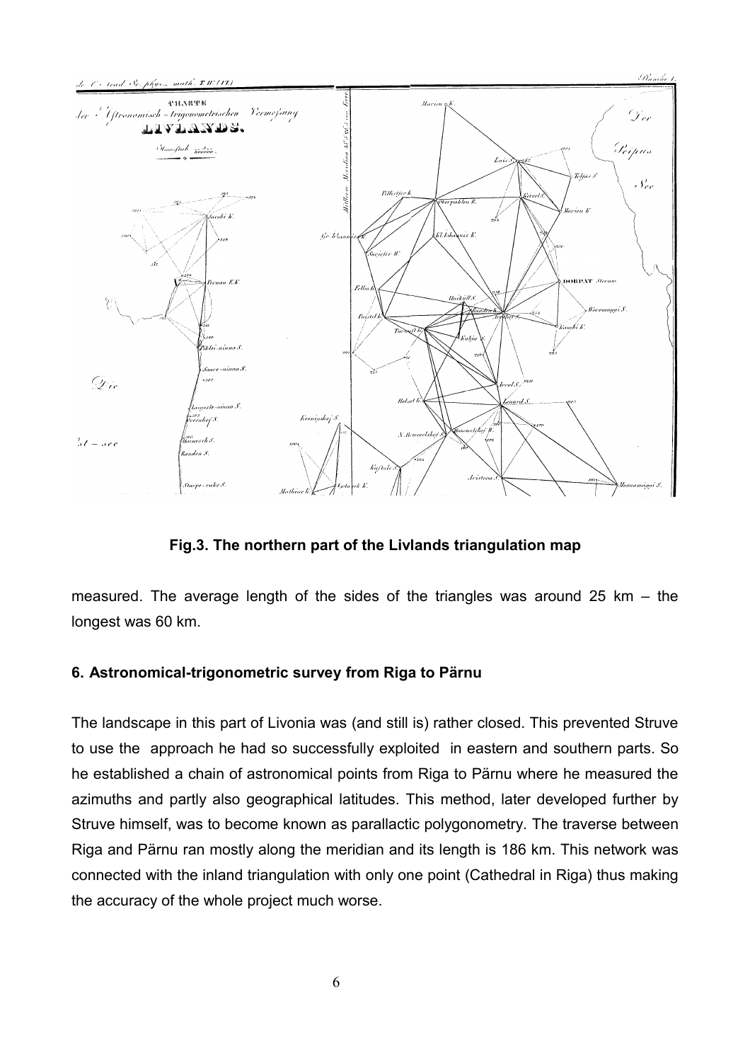**Fig.3. The northern part of the Livlands triangulation map**

measured. The average length of the sides of the triangles was around 25 km – the longest was 60 km.

## 6. Astronomical-trigonometric survey from Riga to Pärnu

The landscape in this part of Livonia was (and still is) rather closed. This prevented Struve to use the approach he had so successfully exploited in eastern and southern parts. So he established a chain of astronomical points from Riga to Pärnu where he measured the azimuths and partly also geographical latitudes. This method, later developed further by Struve himself, was to become known as parallactic polygonometry. The traverse between Riga and Pärnu ran mostly along the meridian and its length is 186 km. This network was connected with the inland triangulation with only one point (Cathedral in Riga) thus making the accuracy of the whole project much worse.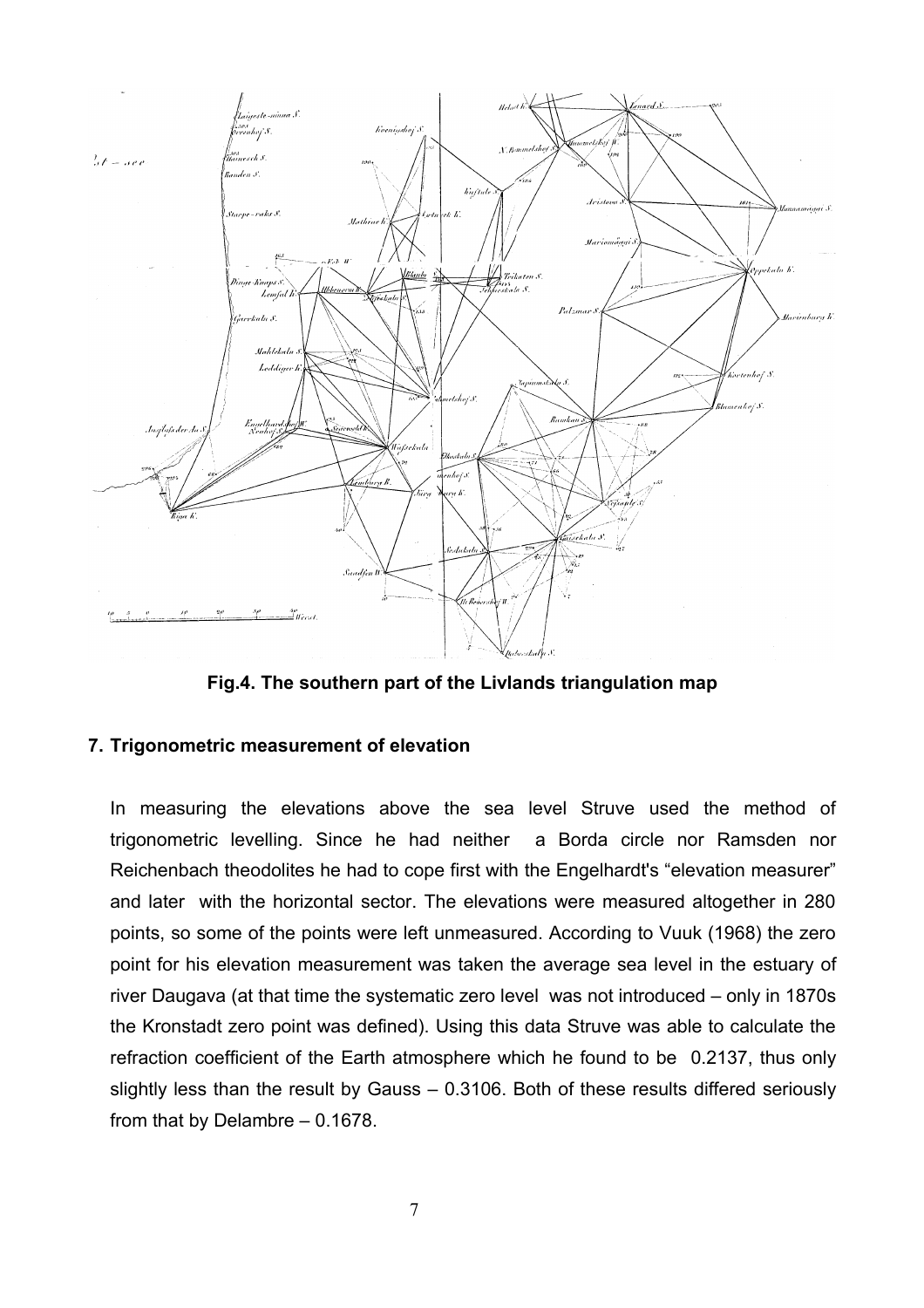Fig.4. The southern part of the Livlands triangulation map

## 7. Trigonometric measurement of elevation

In measuring the elevations above the sea level Struve used the method of trigonometric levelling. Since he had neither a Borda circle nor Ramsden nor Reichenbach theodolites he had to cope first with the Engelhardt's "elevation measurer" and later with the horizontal sector. The elevations were measured altogether in 280 points, so some of the points were left unmeasured. According to Vuuk (1968) the zero point for his elevation measurement was taken the average sea level in the estuary of river Daugava (at that time the systematic zero level was not introduced – only in 1870s the Kronstadt zero point was defined). Using this data Struve was able to calculate the refraction coefficient of the Earth atmosphere which he found to be 0.2137, thus only slightly less than the result by Gauss – 0.3106. Both of these results differed seriously from that by Delambre – 0.1678.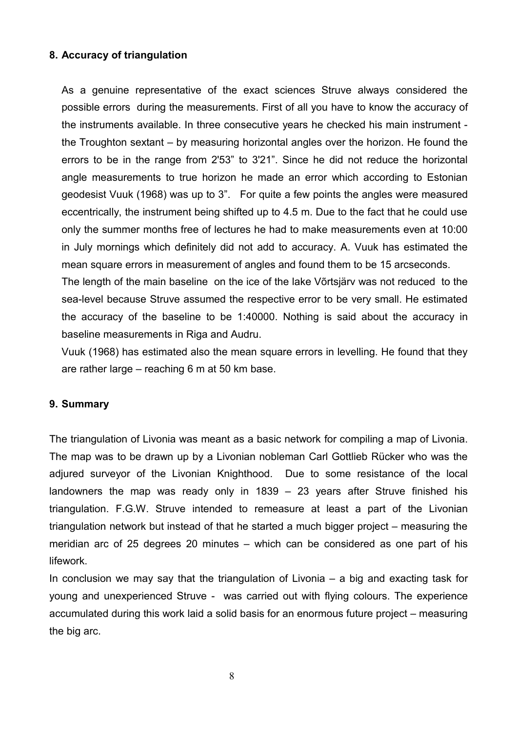## 8. Accuracy of triangulation

As a genuine representative of the exact sciences Struve always considered the possible errors during the measurements. First of all you have to know the accuracy of the instruments available. In three consecutive years he checked his main instrument - the Troughton sextant – by measuring horizontal angles over the horizon. He found the errors to be in the range from 2'53" to 3'21". Since he did not reduce the horizontal angle measurements to true horizon he made an error which according to Estonian geodesist Vuuk (1968) was up to 3". For quite a few points the angles were measured eccentrically, the instrument being shifted up to 4.5 m. Due to the fact that he could use only the summer months free of lectures he had to make measurements even at 10:00 in July mornings which definitely did not add to accuracy. A. Vuuk has estimated the mean square errors in measurement of angles and found them to be 15 arcseconds.

The length of the main baseline on the ice of the lake Võrtsjärv was not reduced to the sea-level because Struve assumed the respective error to be very small. He estimated the accuracy of the baseline to be 1:40000. Nothing is said about the accuracy in baseline measurements in Riga and Audru.

Vuuk (1968) has estimated also the mean square errors in levelling. He found that they are rather large – reaching 6 m at 50 km base.

## 9. Summary

The triangulation of Livonia was meant as a basic network for compiling a map of Livonia. The map was to be drawn up by a Livonian nobleman Carl Gottlieb Rücker who was the adjured surveyor of the Livonian Knighthood. Due to some resistance of the local landowners the map was ready only in 1839 – 23 years after Struve finished his triangulation. F.G.W. Struve intended to remeasure at least a part of the Livonian triangulation network but instead of that he started a much bigger project – measuring the meridian arc of 25 degrees 20 minutes – which can be considered as one part of his lifework.

In conclusion we may say that the triangulation of Livonia – a big and exacting task for young and unexperienced Struve - was carried out with flying colours. The experience accumulated during this work laid a solid basis for an enormous future project – measuring the big arc.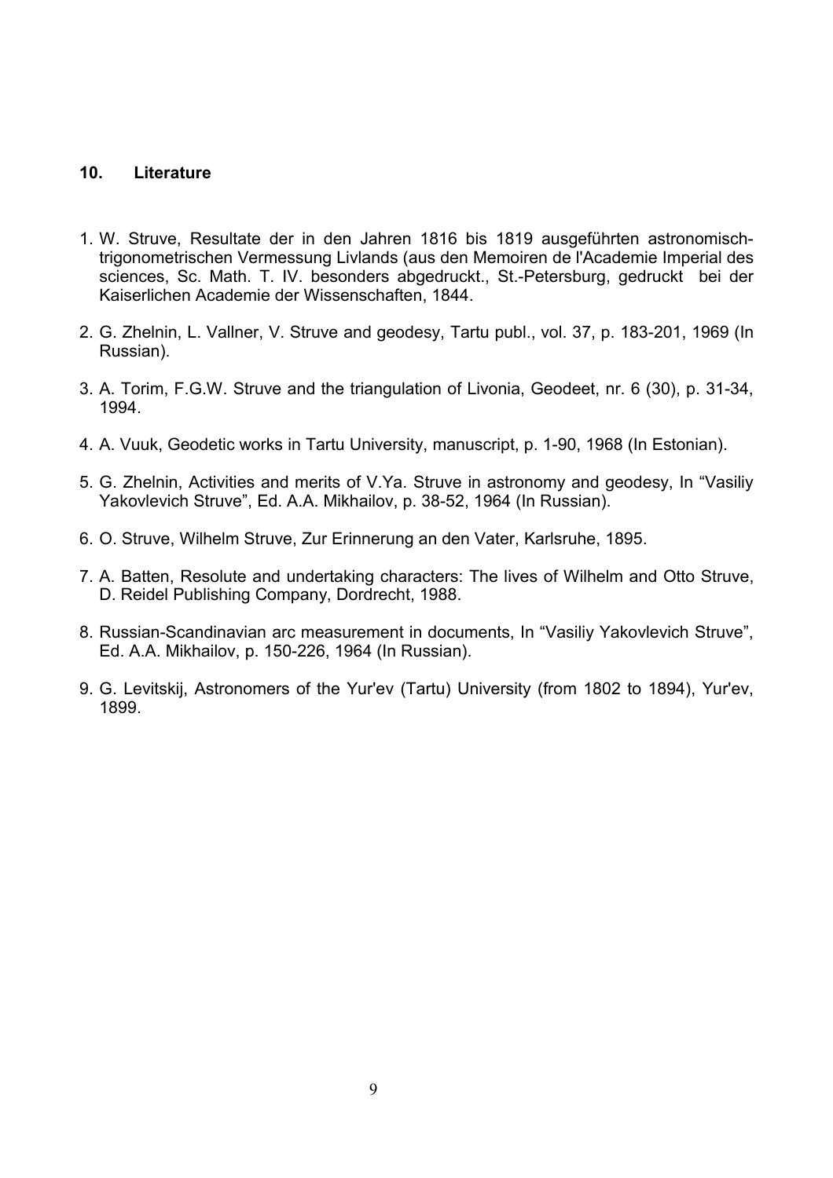## 10. Literature

1. W. Struve, Resultate der in den Jahren 1816 bis 1819 ausgeführten astronomisch-trigonometrischen Vermessung Livlands (aus den Memoiren de l'Academie Imperial des sciences, Sc. Math. T. IV. besonders abgedruckt., St.-Petersburg, gedruckt bei der Kaiserlichen Academie der Wissenschaften, 1844.

2. G. Zhelnin, L. Vallner, V. Struve and geodesy, Tartu publ., vol. 37, p. 183-201, 1969 (In Russian).

3. A. Torim, F.G.W. Struve and the triangulation of Livonia, Geodeet, nr. 6 (30), p. 31-34, 1994.

4. A. Vuuk, Geodetic works in Tartu University, manuscript, p. 1-90, 1968 (In Estonian).

5. G. Zhelnin, Activities and merits of V.Ya. Struve in astronomy and geodesy, In "Vasiliy Yakovlevich Struve", Ed. A.A. Mikhailov, p. 38-52, 1964 (In Russian).

6. O. Struve, Wilhelm Struve, Zur Erinnerung an den Vater, Karlsruhe, 1895.

7. A. Batten, Resolute and undertaking characters: The lives of Wilhelm and Otto Struve, D. Reidel Publishing Company, Dordrecht, 1988.

8. Russian-Scandinavian arc measurement in documents, In "Vasiliy Yakovlevich Struve", Ed. A.A. Mikhailov, p. 150-226, 1964 (In Russian).

9. G. Levitskij, Astronomers of the Yur'ev (Tartu) University (from 1802 to 1894), Yur'ev, 1899.